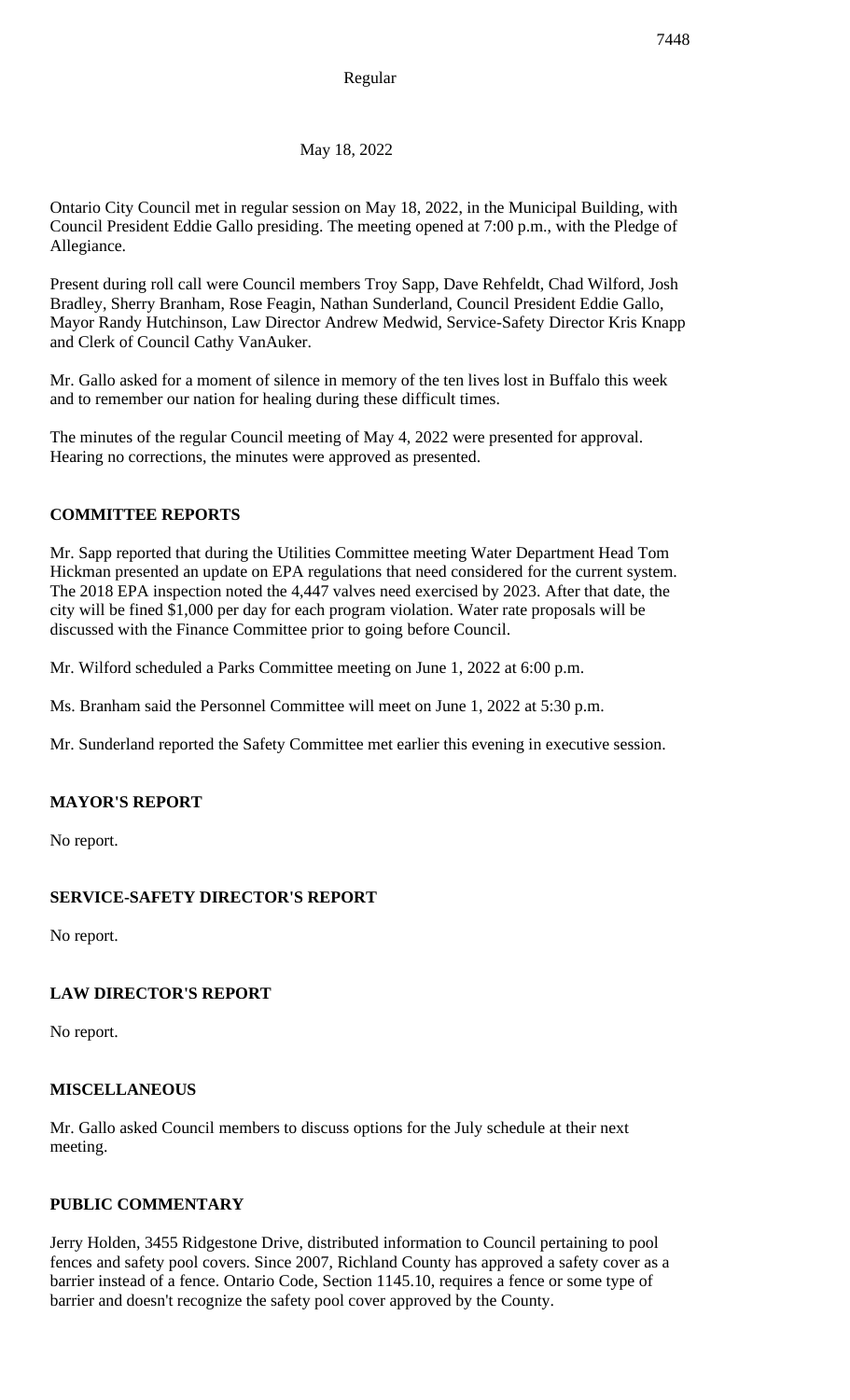Regular

May 18, 2022

Ontario City Council met in regular session on May 18, 2022, in the Municipal Building, with Council President Eddie Gallo presiding. The meeting opened at 7:00 p.m., with the Pledge of Allegiance.

Present during roll call were Council members Troy Sapp, Dave Rehfeldt, Chad Wilford, Josh Bradley, Sherry Branham, Rose Feagin, Nathan Sunderland, Council President Eddie Gallo, Mayor Randy Hutchinson, Law Director Andrew Medwid, Service-Safety Director Kris Knapp and Clerk of Council Cathy VanAuker.

Mr. Gallo asked for a moment of silence in memory of the ten lives lost in Buffalo this week and to remember our nation for healing during these difficult times.

The minutes of the regular Council meeting of May 4, 2022 were presented for approval. Hearing no corrections, the minutes were approved as presented.

**COMMITTEE REPORTS**

Mr. Sapp reported that during the Utilities Committee meeting Water Department Head Tom Hickman presented an update on EPA regulations that need considered for the current system. The 2018 EPA inspection noted the 4,447 valves need exercised by 2023. After that date, the city will be fined $1,000 per day for each program violation. Water rate proposals will be discussed with the Finance Committee prior to going before Council.

Mr. Wilford scheduled a Parks Committee meeting on June 1, 2022 at 6:00 p.m.

Ms. Branham said the Personnel Committee will meet on June 1, 2022 at 5:30 p.m.

Mr. Sunderland reported the Safety Committee met earlier this evening in executive session.

**MAYOR'S REPORT**

No report.

**SERVICE-SAFETY DIRECTOR'S REPORT**

No report.

**LAW DIRECTOR'S REPORT**

No report.

**MISCELLANEOUS**

Mr. Gallo asked Council members to discuss options for the July schedule at their next meeting.

**PUBLIC COMMENTARY**

Jerry Holden, 3455 Ridgestone Drive, distributed information to Council pertaining to pool fences and safety pool covers. Since 2007, Richland County has approved a safety cover as a barrier instead of a fence. Ontario Code, Section 1145.10, requires a fence or some type of barrier and doesn't recognize the safety pool cover approved by the County.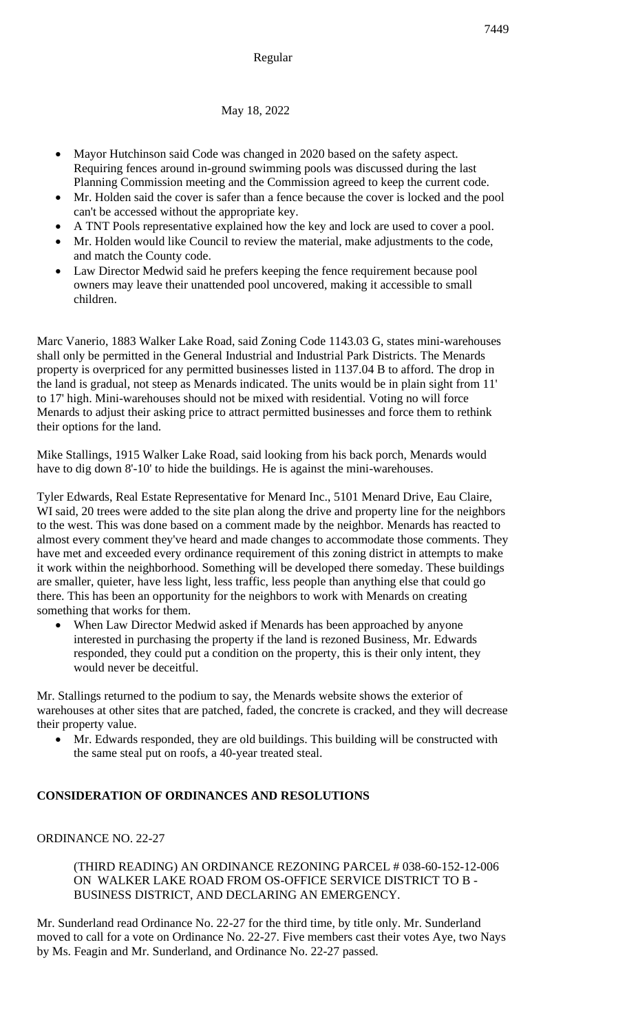- Mayor Hutchinson said Code was changed in 2020 based on the safety aspect. Requiring fences around in-ground swimming pools was discussed during the last Planning Commission meeting and the Commission agreed to keep the current code.
- Mr. Holden said the cover is safer than a fence because the cover is locked and the pool can't be accessed without the appropriate key.
- A TNT Pools representative explained how the key and lock are used to cover a pool.
- Mr. Holden would like Council to review the material, make adjustments to the code, and match the County code.
- Law Director Medwid said he prefers keeping the fence requirement because pool owners may leave their unattended pool uncovered, making it accessible to small children.

Marc Vanerio, 1883 Walker Lake Road, said Zoning Code 1143.03 G, states mini-warehouses shall only be permitted in the General Industrial and Industrial Park Districts. The Menards property is overpriced for any permitted businesses listed in 1137.04 B to afford. The drop in the land is gradual, not steep as Menards indicated. The units would be in plain sight from 11' to 17' high. Mini-warehouses should not be mixed with residential. Voting no will force Menards to adjust their asking price to attract permitted businesses and force them to rethink their options for the land.

Mike Stallings, 1915 Walker Lake Road, said looking from his back porch, Menards would have to dig down 8'-10' to hide the buildings. He is against the mini-warehouses.

Tyler Edwards, Real Estate Representative for Menard Inc., 5101 Menard Drive, Eau Claire, WI said, 20 trees were added to the site plan along the drive and property line for the neighbors to the west. This was done based on a comment made by the neighbor. Menards has reacted to almost every comment they've heard and made changes to accommodate those comments. They have met and exceeded every ordinance requirement of this zoning district in attempts to make it work within the neighborhood. Something will be developed there someday. These buildings are smaller, quieter, have less light, less traffic, less people than anything else that could go there. This has been an opportunity for the neighbors to work with Menards on creating something that works for them.

- When Law Director Medwid asked if Menards has been approached by anyone interested in purchasing the property if the land is rezoned Business, Mr. Edwards responded, they could put a condition on the property, this is their only intent, they would never be deceitful.

Mr. Stallings returned to the podium to say, the Menards website shows the exterior of warehouses at other sites that are patched, faded, the concrete is cracked, and they will decrease their property value.

- Mr. Edwards responded, they are old buildings. This building will be constructed with the same steal put on roofs, a 40-year treated steal.

## CONSIDERATION OF ORDINANCES AND RESOLUTIONS

ORDINANCE NO. 22-27

(THIRD READING) AN ORDINANCE REZONING PARCEL # 038-60-152-12-006 ON WALKER LAKE ROAD FROM OS-OFFICE SERVICE DISTRICT TO B - BUSINESS DISTRICT, AND DECLARING AN EMERGENCY.

Mr. Sunderland read Ordinance No. 22-27 for the third time, by title only. Mr. Sunderland moved to call for a vote on Ordinance No. 22-27. Five members cast their votes Aye, two Nays by Ms. Feagin and Mr. Sunderland, and Ordinance No. 22-27 passed.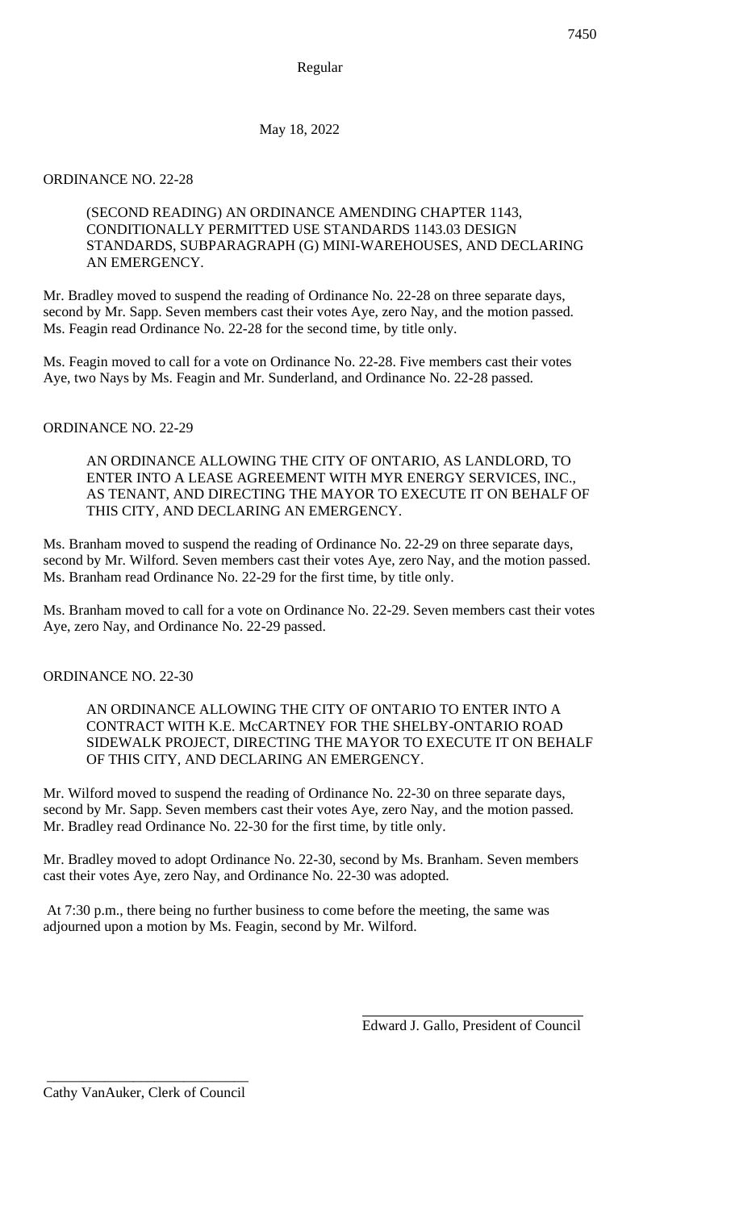Regular

May 18, 2022

ORDINANCE NO. 22-28

(SECOND READING) AN ORDINANCE AMENDING CHAPTER 1143, CONDITIONALLY PERMITTED USE STANDARDS 1143.03 DESIGN STANDARDS, SUBPARAGRAPH (G) MINI-WAREHOUSES, AND DECLARING AN EMERGENCY.

Mr. Bradley moved to suspend the reading of Ordinance No. 22-28 on three separate days, second by Mr. Sapp. Seven members cast their votes Aye, zero Nay, and the motion passed. Ms. Feagin read Ordinance No. 22-28 for the second time, by title only.

Ms. Feagin moved to call for a vote on Ordinance No. 22-28. Five members cast their votes Aye, two Nays by Ms. Feagin and Mr. Sunderland, and Ordinance No. 22-28 passed.

ORDINANCE NO. 22-29

AN ORDINANCE ALLOWING THE CITY OF ONTARIO, AS LANDLORD, TO ENTER INTO A LEASE AGREEMENT WITH MYR ENERGY SERVICES, INC., AS TENANT, AND DIRECTING THE MAYOR TO EXECUTE IT ON BEHALF OF THIS CITY, AND DECLARING AN EMERGENCY.

Ms. Branham moved to suspend the reading of Ordinance No. 22-29 on three separate days, second by Mr. Wilford. Seven members cast their votes Aye, zero Nay, and the motion passed. Ms. Branham read Ordinance No. 22-29 for the first time, by title only.

Ms. Branham moved to call for a vote on Ordinance No. 22-29. Seven members cast their votes Aye, zero Nay, and Ordinance No. 22-29 passed.

ORDINANCE NO. 22-30

AN ORDINANCE ALLOWING THE CITY OF ONTARIO TO ENTER INTO A CONTRACT WITH K.E. McCARTNEY FOR THE SHELBY-ONTARIO ROAD SIDEWALK PROJECT, DIRECTING THE MAYOR TO EXECUTE IT ON BEHALF OF THIS CITY, AND DECLARING AN EMERGENCY.

Mr. Wilford moved to suspend the reading of Ordinance No. 22-30 on three separate days, second by Mr. Sapp. Seven members cast their votes Aye, zero Nay, and the motion passed. Mr. Bradley read Ordinance No. 22-30 for the first time, by title only.

Mr. Bradley moved to adopt Ordinance No. 22-30, second by Ms. Branham. Seven members cast their votes Aye, zero Nay, and Ordinance No. 22-30 was adopted.

At 7:30 p.m., there being no further business to come before the meeting, the same was adjourned upon a motion by Ms. Feagin, second by Mr. Wilford.

\_\_\_\_\_\_\_\_\_\_\_\_\_\_\_\_\_\_\_\_\_\_\_\_\_\_\_\_\_\_
Edward J. Gallo, President of Council

\_\_\_\_\_\_\_\_\_\_\_\_\_\_\_\_\_\_\_\_\_\_\_\_\_\_\_\_\_\_
Cathy VanAuker, Clerk of Council